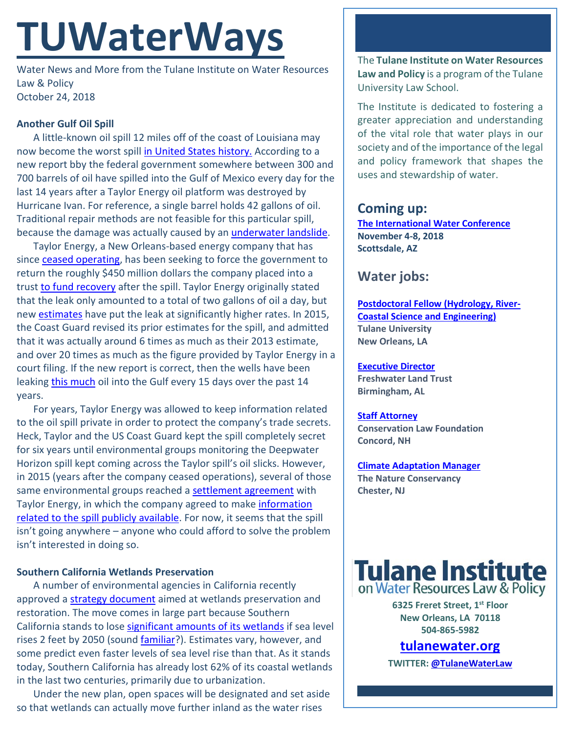# TUWaterWays

Water News and More from the Tulane Institute on Water Resources Law & Policy
October 24, 2018

**Another Gulf Oil Spill**

A little-known oil spill 12 miles off of the coast of Louisiana may now become the worst spill in United States history. According to a new report bby the federal government somewhere between 300 and 700 barrels of oil have spilled into the Gulf of Mexico every day for the last 14 years after a Taylor Energy oil platform was destroyed by Hurricane Ivan. For reference, a single barrel holds 42 gallons of oil. Traditional repair methods are not feasible for this particular spill, because the damage was actually caused by an underwater landslide.

Taylor Energy, a New Orleans-based energy company that has since ceased operating, has been seeking to force the government to return the roughly $450 million dollars the company placed into a trust to fund recovery after the spill. Taylor Energy originally stated that the leak only amounted to a total of two gallons of oil a day, but new estimates have put the leak at significantly higher rates. In 2015, the Coast Guard revised its prior estimates for the spill, and admitted that it was actually around 6 times as much as their 2013 estimate, and over 20 times as much as the figure provided by Taylor Energy in a court filing. If the new report is correct, then the wells have been leaking this much oil into the Gulf every 15 days over the past 14 years.

For years, Taylor Energy was allowed to keep information related to the oil spill private in order to protect the company's trade secrets. Heck, Taylor and the US Coast Guard kept the spill completely secret for six years until environmental groups monitoring the Deepwater Horizon spill kept coming across the Taylor spill's oil slicks. However, in 2015 (years after the company ceased operations), several of those same environmental groups reached a settlement agreement with Taylor Energy, in which the company agreed to make information related to the spill publicly available. For now, it seems that the spill isn't going anywhere – anyone who could afford to solve the problem isn't interested in doing so.

**Southern California Wetlands Preservation**

A number of environmental agencies in California recently approved a strategy document aimed at wetlands preservation and restoration. The move comes in large part because Southern California stands to lose significant amounts of its wetlands if sea level rises 2 feet by 2050 (sound familiar?). Estimates vary, however, and some predict even faster levels of sea level rise than that. As it stands today, Southern California has already lost 62% of its coastal wetlands in the last two centuries, primarily due to urbanization.

Under the new plan, open spaces will be designated and set aside so that wetlands can actually move further inland as the water rises

The **Tulane Institute on Water Resources Law and Policy** is a program of the Tulane University Law School.

The Institute is dedicated to fostering a greater appreciation and understanding of the vital role that water plays in our society and of the importance of the legal and policy framework that shapes the uses and stewardship of water.

## Coming up:

**The International Water Conference**
**November 4-8, 2018**
**Scottsdale, AZ**

## Water jobs:

**Postdoctoral Fellow (Hydrology, River-Coastal Science and Engineering)**
**Tulane University**
**New Orleans, LA**

**Executive Director**
**Freshwater Land Trust**
**Birmingham, AL**

**Staff Attorney**
**Conservation Law Foundation**
**Concord, NH**

**Climate Adaptation Manager**
**The Nature Conservancy**
**Chester, NJ**

**Tulane Institute on Water Resources Law & Policy**

**6325 Freret Street, 1st Floor**
**New Orleans, LA 70118**
**504-865-5982**

**tulanewater.org**

**TWITTER: @TulaneWaterLaw**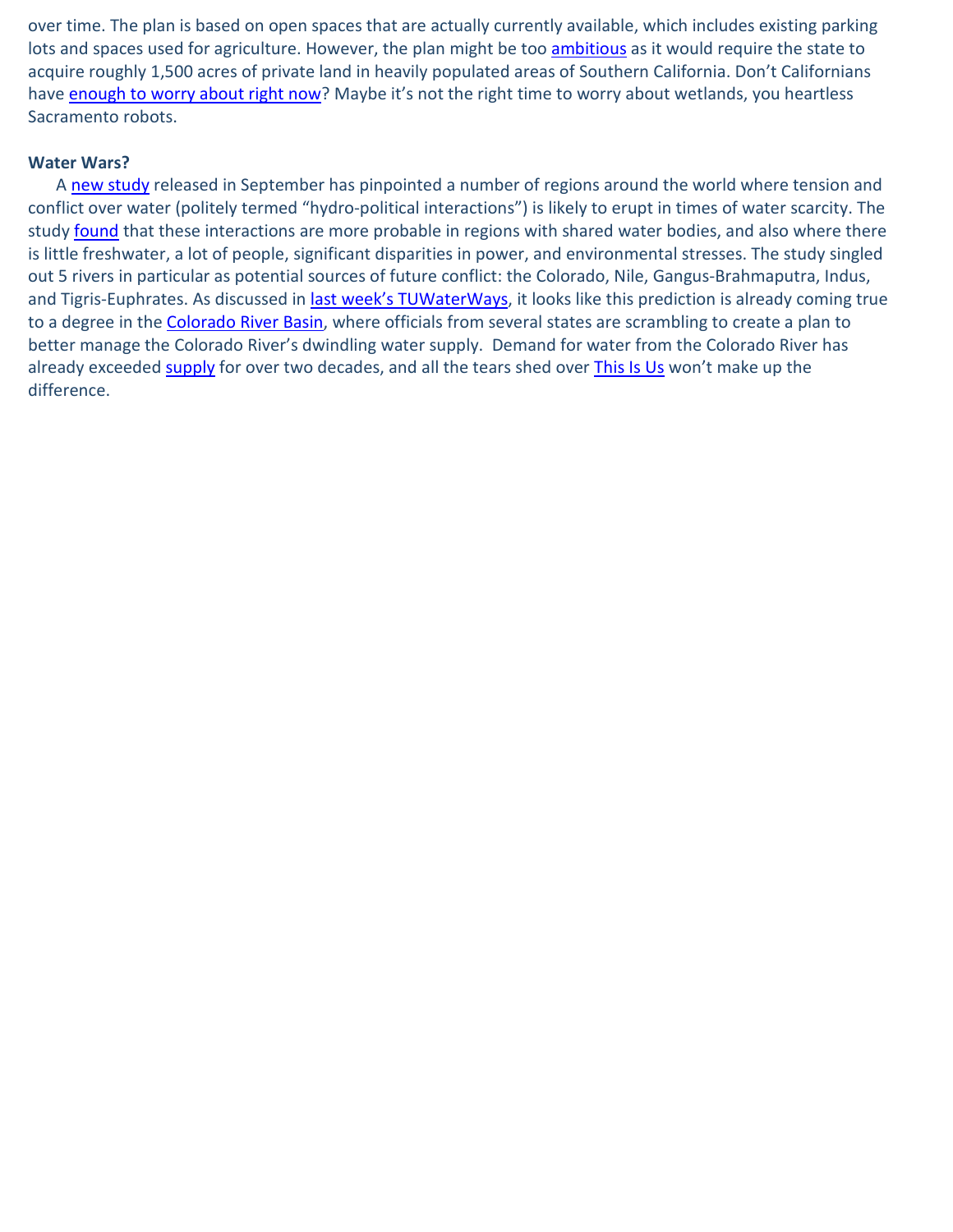over time. The plan is based on open spaces that are actually currently available, which includes existing parking lots and spaces used for agriculture. However, the plan might be too ambitious as it would require the state to acquire roughly 1,500 acres of private land in heavily populated areas of Southern California. Don't Californians have enough to worry about right now? Maybe it's not the right time to worry about wetlands, you heartless Sacramento robots.

**Water Wars?**

A new study released in September has pinpointed a number of regions around the world where tension and conflict over water (politely termed "hydro-political interactions") is likely to erupt in times of water scarcity. The study found that these interactions are more probable in regions with shared water bodies, and also where there is little freshwater, a lot of people, significant disparities in power, and environmental stresses. The study singled out 5 rivers in particular as potential sources of future conflict: the Colorado, Nile, Gangus-Brahmaputra, Indus, and Tigris-Euphrates. As discussed in last week's TUWaterWays, it looks like this prediction is already coming true to a degree in the Colorado River Basin, where officials from several states are scrambling to create a plan to better manage the Colorado River's dwindling water supply. Demand for water from the Colorado River has already exceeded supply for over two decades, and all the tears shed over This Is Us won't make up the difference.